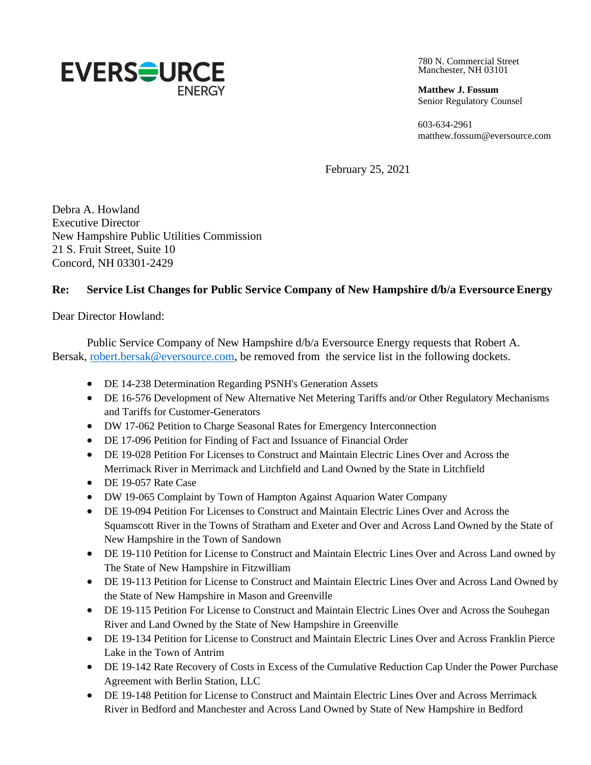EVERSOURCE ENERGY

780 N. Commercial Street
Manchester, NH 03101

**Matthew J. Fossum**
Senior Regulatory Counsel

603-634-2961
matthew.fossum@eversource.com

February 25, 2021

Debra A. Howland
Executive Director
New Hampshire Public Utilities Commission
21 S. Fruit Street, Suite 10
Concord, NH 03301-2429

**Re: Service List Changes for Public Service Company of New Hampshire d/b/a Eversource Energy**

Dear Director Howland:

Public Service Company of New Hampshire d/b/a Eversource Energy requests that Robert A. Bersak, robert.bersak@eversource.com, be removed from the service list in the following dockets.

- DE 14-238 Determination Regarding PSNH's Generation Assets
- DE 16-576 Development of New Alternative Net Metering Tariffs and/or Other Regulatory Mechanisms and Tariffs for Customer-Generators
- DW 17-062 Petition to Charge Seasonal Rates for Emergency Interconnection
- DE 17-096 Petition for Finding of Fact and Issuance of Financial Order
- DE 19-028 Petition For Licenses to Construct and Maintain Electric Lines Over and Across the Merrimack River in Merrimack and Litchfield and Land Owned by the State in Litchfield
- DE 19-057 Rate Case
- DW 19-065 Complaint by Town of Hampton Against Aquarion Water Company
- DE 19-094 Petition For Licenses to Construct and Maintain Electric Lines Over and Across the Squamscott River in the Towns of Stratham and Exeter and Over and Across Land Owned by the State of New Hampshire in the Town of Sandown
- DE 19-110 Petition for License to Construct and Maintain Electric Lines Over and Across Land owned by The State of New Hampshire in Fitzwilliam
- DE 19-113 Petition for License to Construct and Maintain Electric Lines Over and Across Land Owned by the State of New Hampshire in Mason and Greenville
- DE 19-115 Petition For License to Construct and Maintain Electric Lines Over and Across the Souhegan River and Land Owned by the State of New Hampshire in Greenville
- DE 19-134 Petition for License to Construct and Maintain Electric Lines Over and Across Franklin Pierce Lake in the Town of Antrim
- DE 19-142 Rate Recovery of Costs in Excess of the Cumulative Reduction Cap Under the Power Purchase Agreement with Berlin Station, LLC
- DE 19-148 Petition for License to Construct and Maintain Electric Lines Over and Across Merrimack River in Bedford and Manchester and Across Land Owned by State of New Hampshire in Bedford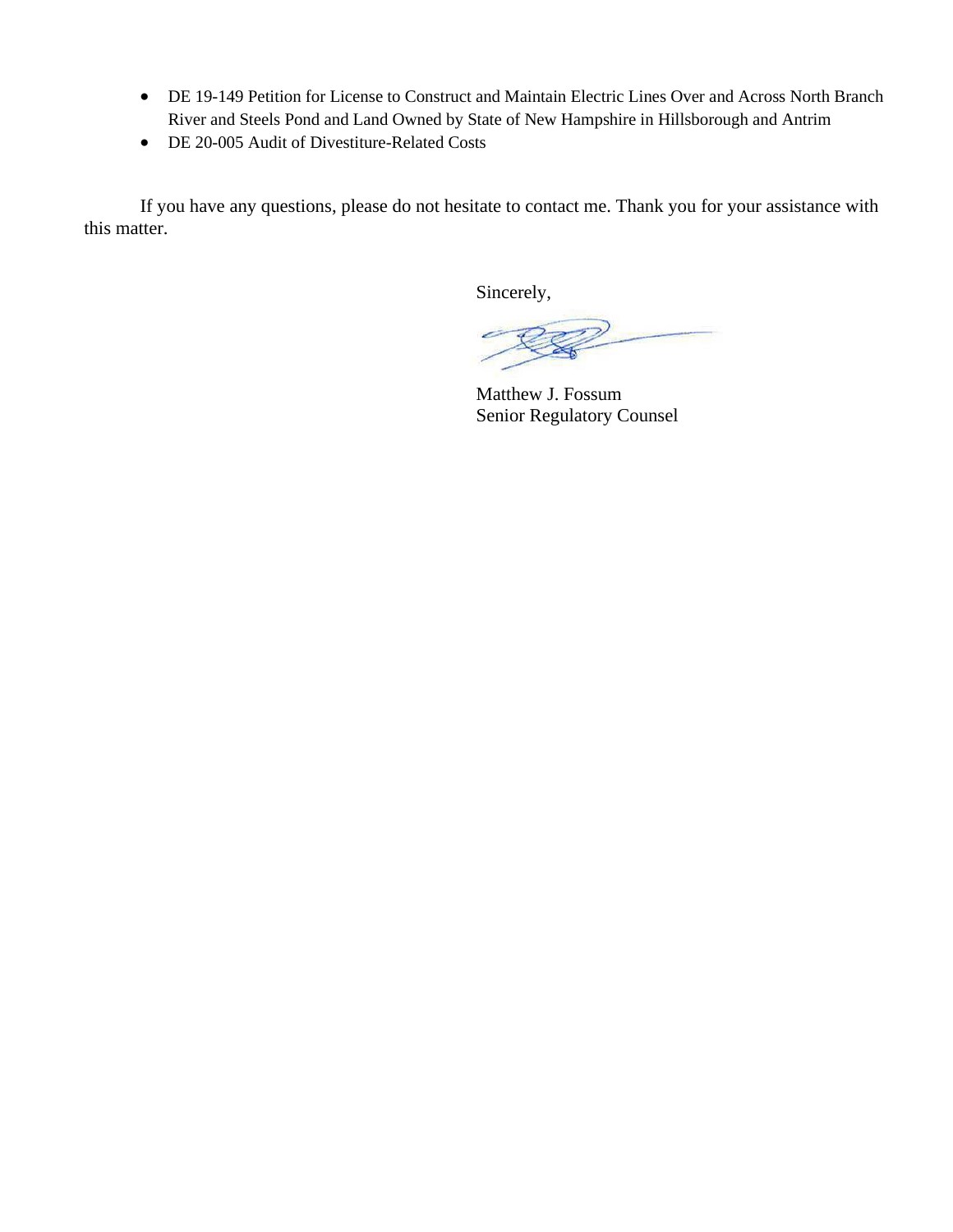- DE 19-149 Petition for License to Construct and Maintain Electric Lines Over and Across North Branch River and Steels Pond and Land Owned by State of New Hampshire in Hillsborough and Antrim
- DE 20-005 Audit of Divestiture-Related Costs

If you have any questions, please do not hesitate to contact me. Thank you for your assistance with this matter.

Sincerely,

Matthew J. Fossum
Senior Regulatory Counsel